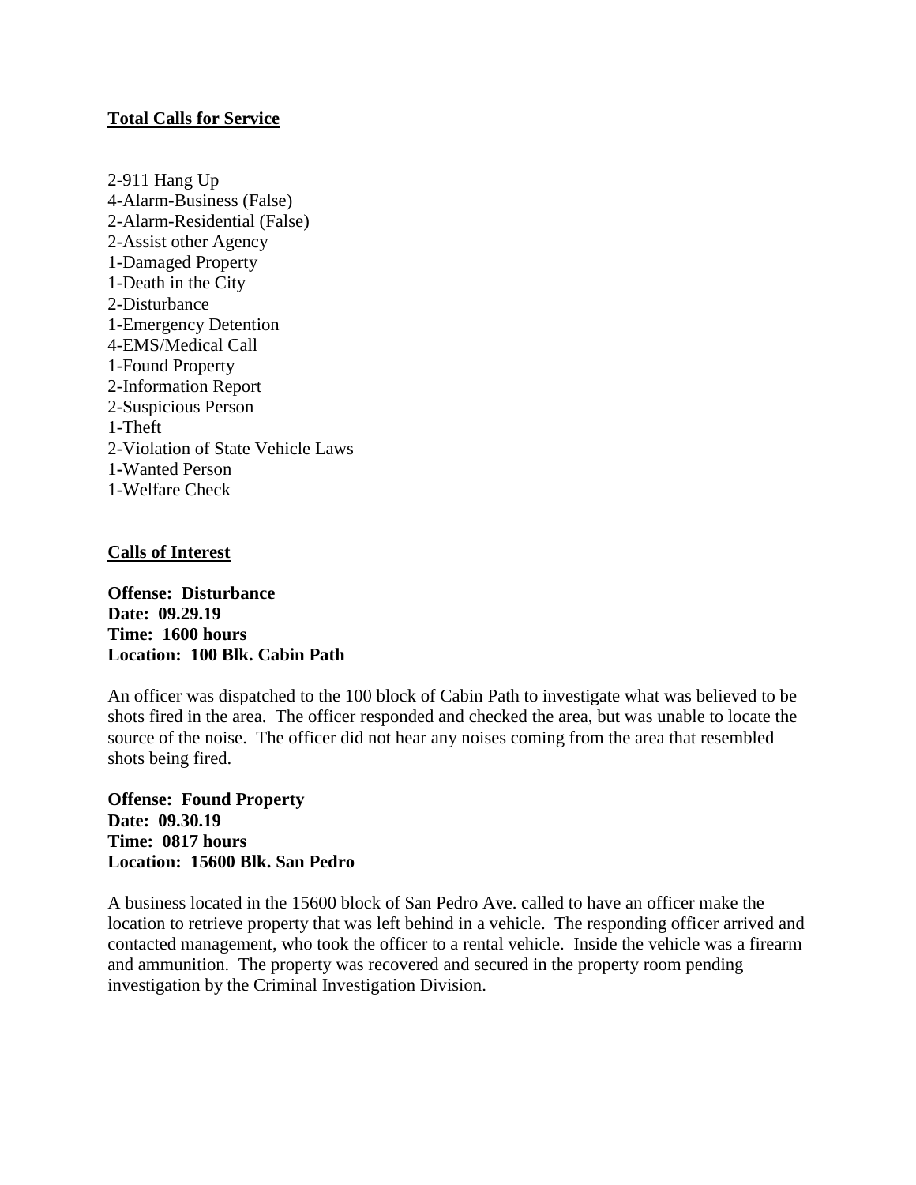## Total Calls for Service

2-911 Hang Up
4-Alarm-Business (False)
2-Alarm-Residential (False)
2-Assist other Agency
1-Damaged Property
1-Death in the City
2-Disturbance
1-Emergency Detention
4-EMS/Medical Call
1-Found Property
2-Information Report
2-Suspicious Person
1-Theft
2-Violation of State Vehicle Laws
1-Wanted Person
1-Welfare Check

## Calls of Interest

**Offense: Disturbance**
**Date: 09.29.19**
**Time: 1600 hours**
**Location: 100 Blk. Cabin Path**

An officer was dispatched to the 100 block of Cabin Path to investigate what was believed to be shots fired in the area. The officer responded and checked the area, but was unable to locate the source of the noise. The officer did not hear any noises coming from the area that resembled shots being fired.

**Offense: Found Property**
**Date: 09.30.19**
**Time: 0817 hours**
**Location: 15600 Blk. San Pedro**

A business located in the 15600 block of San Pedro Ave. called to have an officer make the location to retrieve property that was left behind in a vehicle. The responding officer arrived and contacted management, who took the officer to a rental vehicle. Inside the vehicle was a firearm and ammunition. The property was recovered and secured in the property room pending investigation by the Criminal Investigation Division.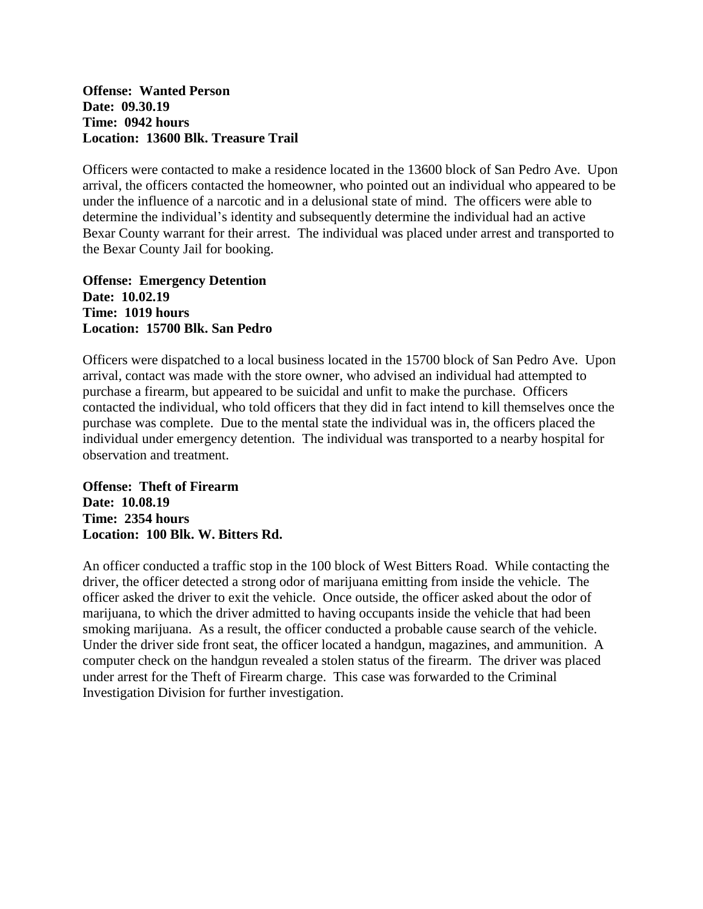**Offense: Wanted Person**
**Date: 09.30.19**
**Time: 0942 hours**
**Location: 13600 Blk. Treasure Trail**

Officers were contacted to make a residence located in the 13600 block of San Pedro Ave. Upon arrival, the officers contacted the homeowner, who pointed out an individual who appeared to be under the influence of a narcotic and in a delusional state of mind. The officers were able to determine the individual's identity and subsequently determine the individual had an active Bexar County warrant for their arrest. The individual was placed under arrest and transported to the Bexar County Jail for booking.

**Offense: Emergency Detention**
**Date: 10.02.19**
**Time: 1019 hours**
**Location: 15700 Blk. San Pedro**

Officers were dispatched to a local business located in the 15700 block of San Pedro Ave. Upon arrival, contact was made with the store owner, who advised an individual had attempted to purchase a firearm, but appeared to be suicidal and unfit to make the purchase. Officers contacted the individual, who told officers that they did in fact intend to kill themselves once the purchase was complete. Due to the mental state the individual was in, the officers placed the individual under emergency detention. The individual was transported to a nearby hospital for observation and treatment.

**Offense: Theft of Firearm**
**Date: 10.08.19**
**Time: 2354 hours**
**Location: 100 Blk. W. Bitters Rd.**

An officer conducted a traffic stop in the 100 block of West Bitters Road. While contacting the driver, the officer detected a strong odor of marijuana emitting from inside the vehicle. The officer asked the driver to exit the vehicle. Once outside, the officer asked about the odor of marijuana, to which the driver admitted to having occupants inside the vehicle that had been smoking marijuana. As a result, the officer conducted a probable cause search of the vehicle. Under the driver side front seat, the officer located a handgun, magazines, and ammunition. A computer check on the handgun revealed a stolen status of the firearm. The driver was placed under arrest for the Theft of Firearm charge. This case was forwarded to the Criminal Investigation Division for further investigation.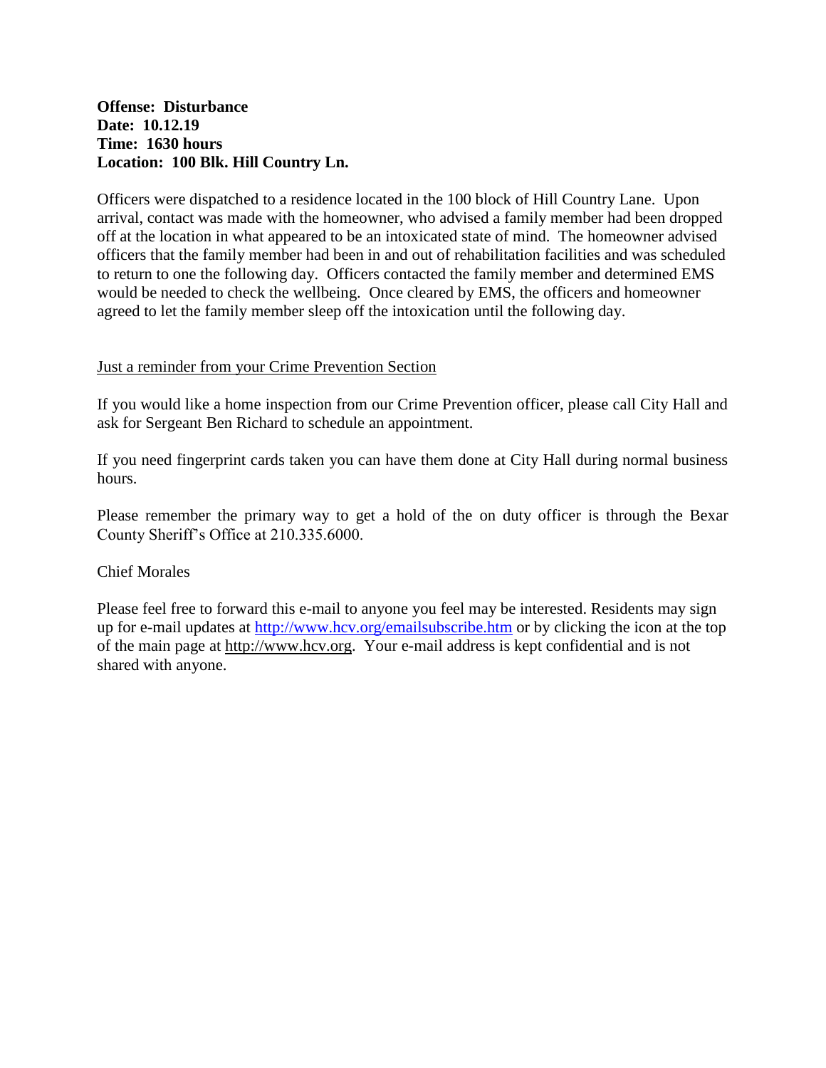**Offense: Disturbance**
**Date: 10.12.19**
**Time: 1630 hours**
**Location: 100 Blk. Hill Country Ln.**

Officers were dispatched to a residence located in the 100 block of Hill Country Lane. Upon arrival, contact was made with the homeowner, who advised a family member had been dropped off at the location in what appeared to be an intoxicated state of mind. The homeowner advised officers that the family member had been in and out of rehabilitation facilities and was scheduled to return to one the following day. Officers contacted the family member and determined EMS would be needed to check the wellbeing. Once cleared by EMS, the officers and homeowner agreed to let the family member sleep off the intoxication until the following day.

<u>Just a reminder from your Crime Prevention Section</u>

If you would like a home inspection from our Crime Prevention officer, please call City Hall and ask for Sergeant Ben Richard to schedule an appointment.

If you need fingerprint cards taken you can have them done at City Hall during normal business hours.

Please remember the primary way to get a hold of the on duty officer is through the Bexar County Sheriff's Office at 210.335.6000.

Chief Morales

Please feel free to forward this e-mail to anyone you feel may be interested. Residents may sign up for e-mail updates at http://www.hcv.org/emailsubscribe.htm or by clicking the icon at the top of the main page at http://www.hcv.org. Your e-mail address is kept confidential and is not shared with anyone.